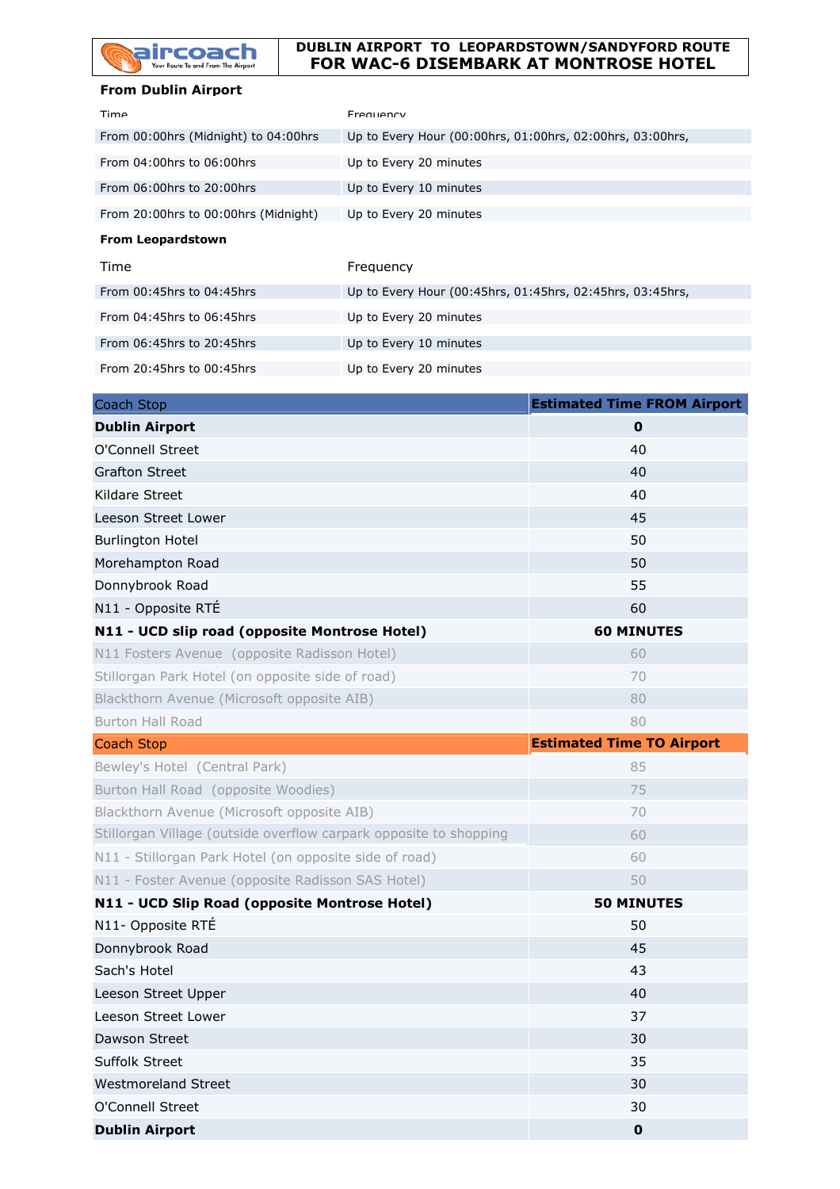# aircoach

Your Route To and From The Airport

## DUBLIN AIRPORT TO LEOPARDSTOWN/SANDYFORD ROUTE FOR WAC-6 DISEMBARK AT MONTROSE HOTEL

**From Dublin Airport**

| Time | Frequency |
|---|---|
| From 00:00hrs (Midnight) to 04:00hrs | Up to Every Hour (00:00hrs, 01:00hrs, 02:00hrs, 03:00hrs, |
| From 04:00hrs to 06:00hrs | Up to Every 20 minutes |
| From 06:00hrs to 20:00hrs | Up to Every 10 minutes |
| From 20:00hrs to 00:00hrs (Midnight) | Up to Every 20 minutes |

**From Leopardstown**

| Time | Frequency |
|---|---|
| From 00:45hrs to 04:45hrs | Up to Every Hour (00:45hrs, 01:45hrs, 02:45hrs, 03:45hrs, |
| From 04:45hrs to 06:45hrs | Up to Every 20 minutes |
| From 06:45hrs to 20:45hrs | Up to Every 10 minutes |
| From 20:45hrs to 00:45hrs | Up to Every 20 minutes |

| Coach Stop | Estimated Time FROM Airport |
|---|---|
| **Dublin Airport** | **0** |
| O'Connell Street | 40 |
| Grafton Street | 40 |
| Kildare Street | 40 |
| Leeson Street Lower | 45 |
| Burlington Hotel | 50 |
| Morehampton Road | 50 |
| Donnybrook Road | 55 |
| N11 - Opposite RTÉ | 60 |
| **N11 - UCD slip road (opposite Montrose Hotel)** | **60 MINUTES** |
| N11 Fosters Avenue (opposite Radisson Hotel) | 60 |
| Stillorgan Park Hotel (on opposite side of road) | 70 |
| Blackthorn Avenue (Microsoft opposite AIB) | 80 |
| Burton Hall Road | 80 |

| Coach Stop | Estimated Time TO Airport |
|---|---|
| Bewley's Hotel (Central Park) | 85 |
| Burton Hall Road (opposite Woodies) | 75 |
| Blackthorn Avenue (Microsoft opposite AIB) | 70 |
| Stillorgan Village (outside overflow carpark opposite to shopping | 60 |
| N11 - Stillorgan Park Hotel (on opposite side of road) | 60 |
| N11 - Foster Avenue (opposite Radisson SAS Hotel) | 50 |
| **N11 - UCD Slip Road (opposite Montrose Hotel)** | **50 MINUTES** |
| N11- Opposite RTÉ | 50 |
| Donnybrook Road | 45 |
| Sach's Hotel | 43 |
| Leeson Street Upper | 40 |
| Leeson Street Lower | 37 |
| Dawson Street | 30 |
| Suffolk Street | 35 |
| Westmoreland Street | 30 |
| O'Connell Street | 30 |
| **Dublin Airport** | **0** |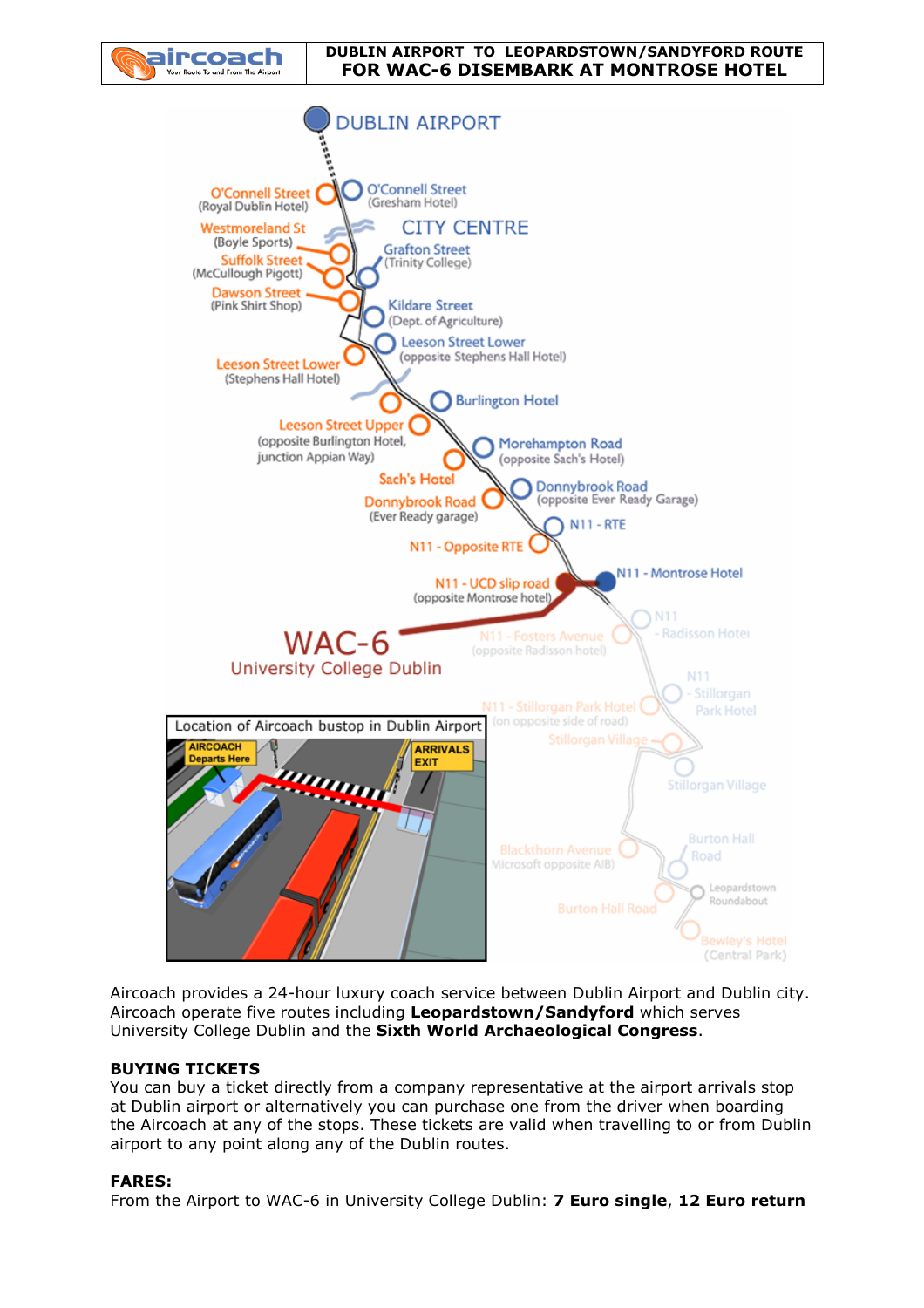**DUBLIN AIRPORT TO LEOPARDSTOWN/SANDYFORD ROUTE**
**FOR WAC-6 DISEMBARK AT MONTROSE HOTEL**

DUBLIN AIRPORT

O'Connell Street (Royal Dublin Hotel)
O'Connell Street (Gresham Hotel)
CITY CENTRE
Westmoreland St (Boyle Sports)
Suffolk Street (McCullough Pigott)
Grafton Street (Trinity College)
Dawson Street (Pink Shirt Shop)
Kildare Street (Dept. of Agriculture)
Leeson Street Lower (opposite Stephens Hall Hotel)
Leeson Street Lower (Stephens Hall Hotel)
Burlington Hotel
Leeson Street Upper (opposite Burlington Hotel, junction Appian Way)
Morehampton Road (opposite Sach's Hotel)
Sach's Hotel
Donnybrook Road (opposite Ever Ready Garage)
Donnybrook Road (Ever Ready garage)
N11 - RTE
N11 - Opposite RTE
N11 - Montrose Hotel
N11 - UCD slip road (opposite Montrose hotel)
N11 - Radisson Hotel
N11 - Fosters Avenue (opposite Radisson hotel)
WAC-6
University College Dublin
N11 - Stillorgan Park Hotel
N11 - Stillorgan Park Hotel (on opposite side of road)
Stillorgan Village
Stillorgan Village
Burton Hall Road
Blackthorn Avenue Microsoft opposite AIB)
Leopardstown Roundabout
Burton Hall Road
Bewley's Hotel (Central Park)

Location of Aircoach bustop in Dublin Airport
AIRCOACH Departs Here
ARRIVALS EXIT

Aircoach provides a 24-hour luxury coach service between Dublin Airport and Dublin city. Aircoach operate five routes including **Leopardstown/Sandyford** which serves University College Dublin and the **Sixth World Archaeological Congress**.

**BUYING TICKETS**
You can buy a ticket directly from a company representative at the airport arrivals stop at Dublin airport or alternatively you can purchase one from the driver when boarding the Aircoach at any of the stops. These tickets are valid when travelling to or from Dublin airport to any point along any of the Dublin routes.

**FARES:**
From the Airport to WAC-6 in University College Dublin: **7 Euro single**, **12 Euro return**